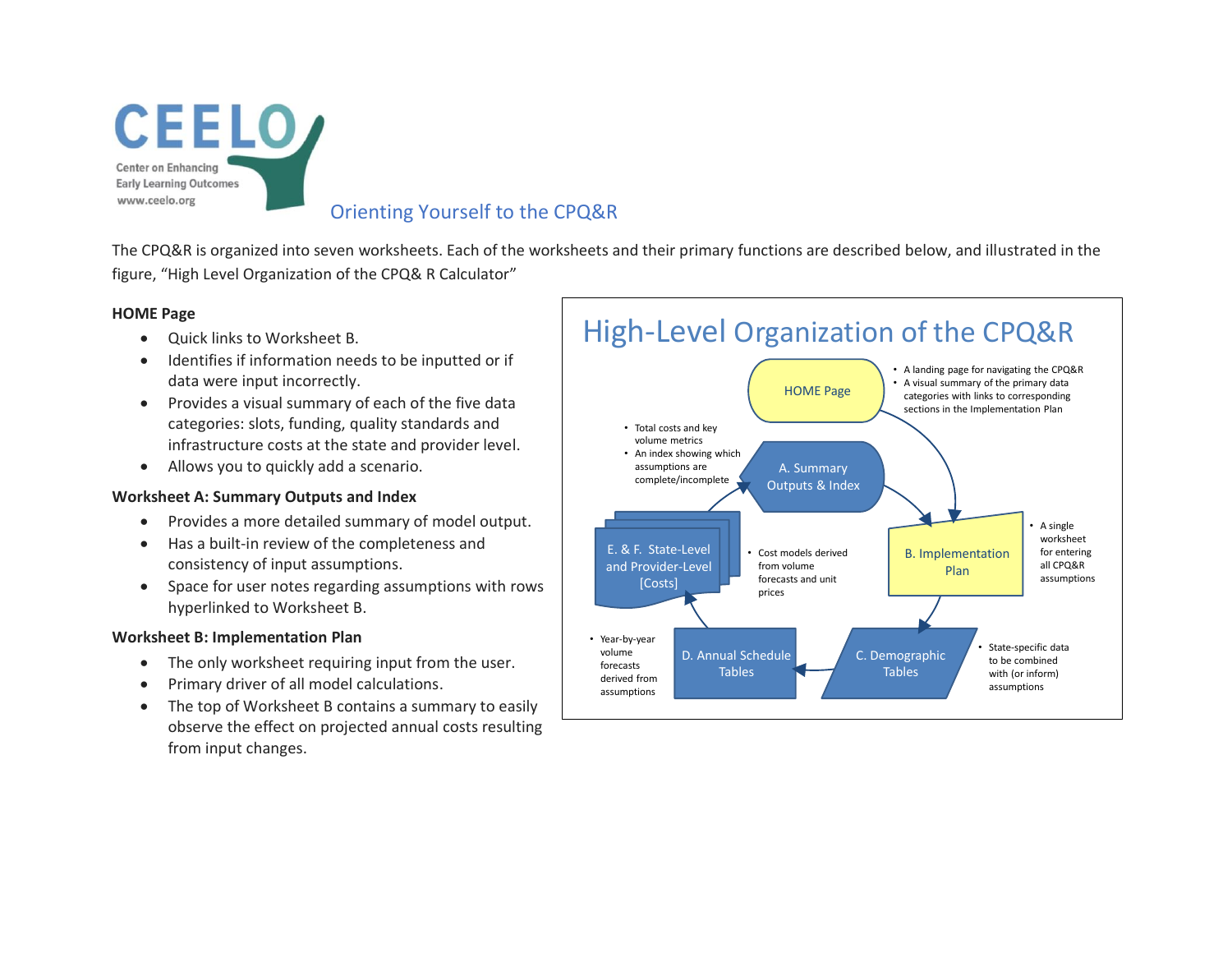# Orienting Yourself to the CPQ&R

The CPQ&R is organized into seven worksheets. Each of the worksheets and their primary functions are described below, and illustrated in the figure, "High Level Organization of the CPQ& R Calculator"

**HOME Page**

- Quick links to Worksheet B.
- Identifies if information needs to be inputted or if data were input incorrectly.
- Provides a visual summary of each of the five data categories: slots, funding, quality standards and infrastructure costs at the state and provider level.
- Allows you to quickly add a scenario.

**Worksheet A: Summary Outputs and Index**

- Provides a more detailed summary of model output.
- Has a built-in review of the completeness and consistency of input assumptions.
- Space for user notes regarding assumptions with rows hyperlinked to Worksheet B.

**Worksheet B: Implementation Plan**

- The only worksheet requiring input from the user.
- Primary driver of all model calculations.
- The top of Worksheet B contains a summary to easily observe the effect on projected annual costs resulting from input changes.

## High-Level Organization of the CPQ&R

HOME Page
- A landing page for navigating the CPQ&R
- A visual summary of the primary data categories with links to corresponding sections in the Implementation Plan

A. Summary Outputs & Index
- Total costs and key volume metrics
- An index showing which assumptions are complete/incomplete

B. Implementation Plan
- A single worksheet for entering all CPQ&R assumptions

C. Demographic Tables
- State-specific data to be combined with (or inform) assumptions

D. Annual Schedule Tables
- Year-by-year volume forecasts derived from assumptions

E. & F. State-Level and Provider-Level [Costs]
- Cost models derived from volume forecasts and unit prices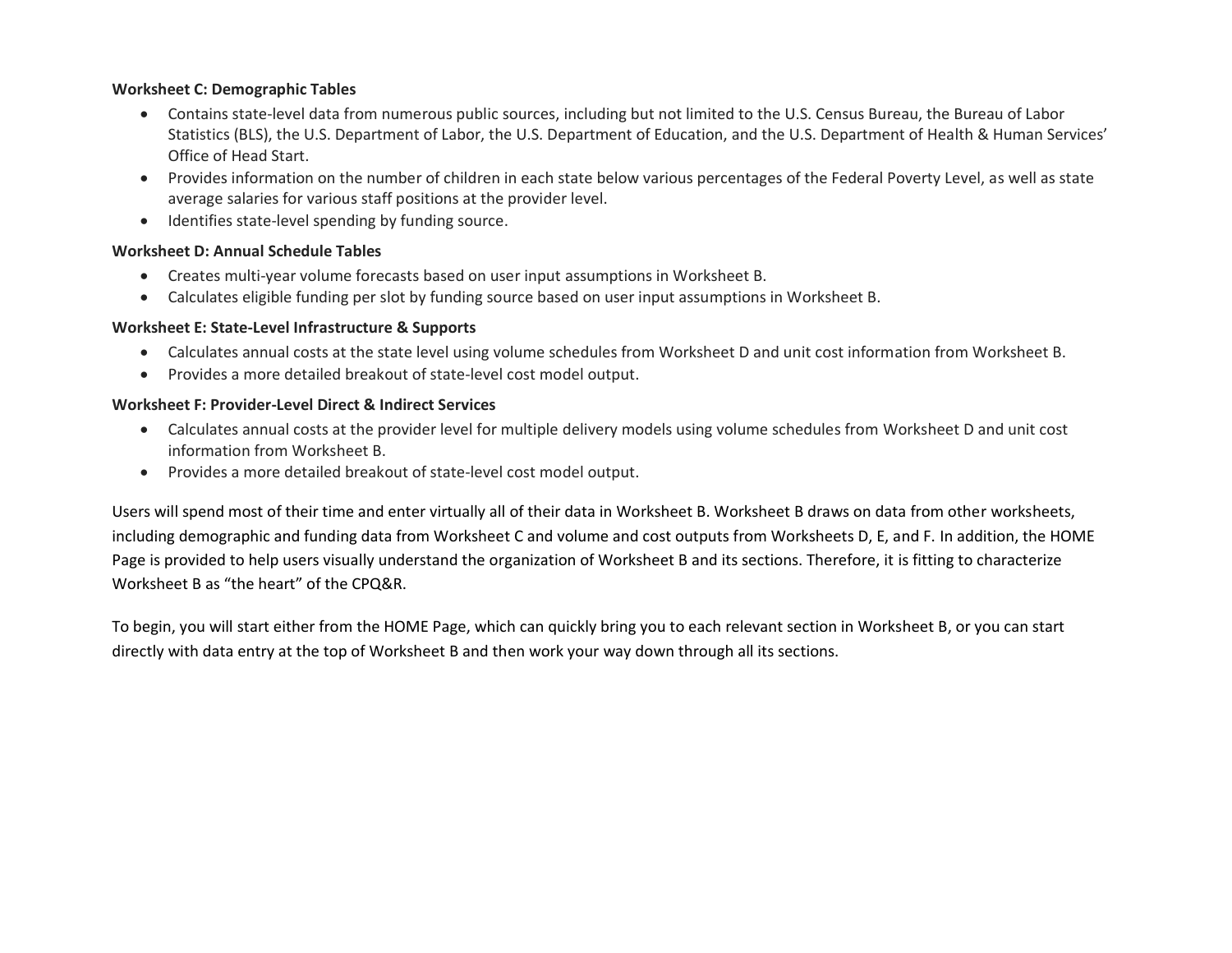**Worksheet C: Demographic Tables**

- Contains state-level data from numerous public sources, including but not limited to the U.S. Census Bureau, the Bureau of Labor Statistics (BLS), the U.S. Department of Labor, the U.S. Department of Education, and the U.S. Department of Health & Human Services' Office of Head Start.
- Provides information on the number of children in each state below various percentages of the Federal Poverty Level, as well as state average salaries for various staff positions at the provider level.
- Identifies state-level spending by funding source.

**Worksheet D: Annual Schedule Tables**

- Creates multi-year volume forecasts based on user input assumptions in Worksheet B.
- Calculates eligible funding per slot by funding source based on user input assumptions in Worksheet B.

**Worksheet E: State-Level Infrastructure & Supports**

- Calculates annual costs at the state level using volume schedules from Worksheet D and unit cost information from Worksheet B.
- Provides a more detailed breakout of state-level cost model output.

**Worksheet F: Provider-Level Direct & Indirect Services**

- Calculates annual costs at the provider level for multiple delivery models using volume schedules from Worksheet D and unit cost information from Worksheet B.
- Provides a more detailed breakout of state-level cost model output.

Users will spend most of their time and enter virtually all of their data in Worksheet B. Worksheet B draws on data from other worksheets, including demographic and funding data from Worksheet C and volume and cost outputs from Worksheets D, E, and F. In addition, the HOME Page is provided to help users visually understand the organization of Worksheet B and its sections. Therefore, it is fitting to characterize Worksheet B as "the heart" of the CPQ&R.

To begin, you will start either from the HOME Page, which can quickly bring you to each relevant section in Worksheet B, or you can start directly with data entry at the top of Worksheet B and then work your way down through all its sections.